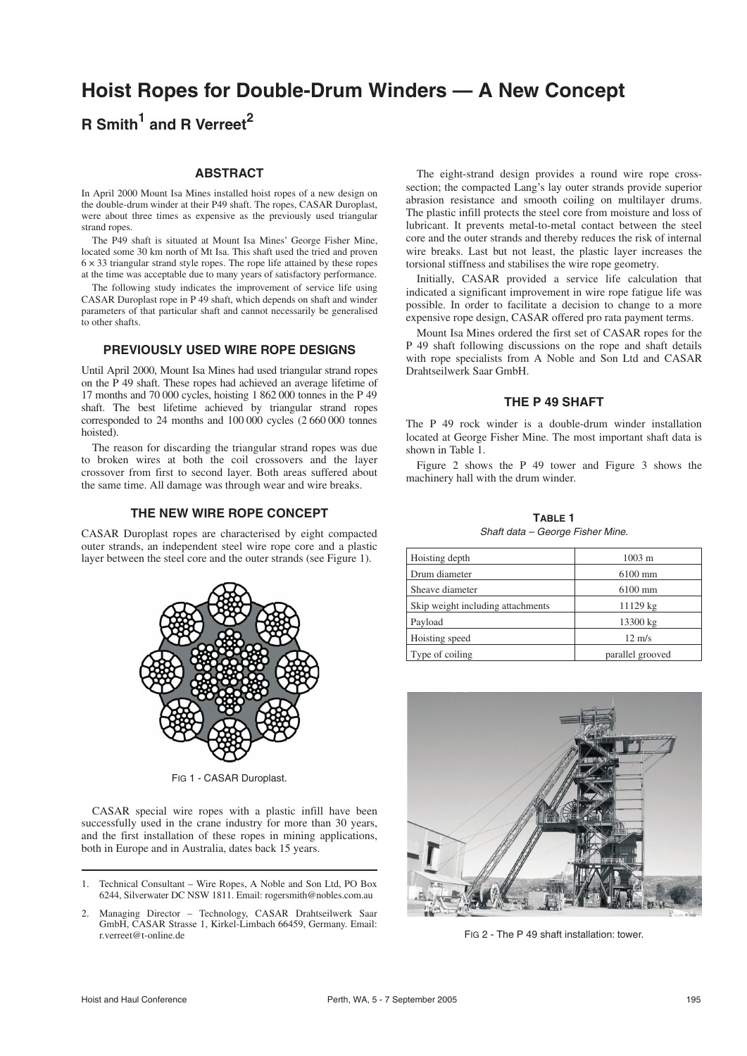# Hoist Ropes for Double-Drum Winders — A New Concept

## R Smith[1] and R Verreet[2]

### ABSTRACT

In April 2000 Mount Isa Mines installed hoist ropes of a new design on the double-drum winder at their P49 shaft. The ropes, CASAR Duroplast, were about three times as expensive as the previously used triangular strand ropes.

The P49 shaft is situated at Mount Isa Mines' George Fisher Mine, located some 30 km north of Mt Isa. This shaft used the tried and proven 6 × 33 triangular strand style ropes. The rope life attained by these ropes at the time was acceptable due to many years of satisfactory performance.

The following study indicates the improvement of service life using CASAR Duroplast rope in P 49 shaft, which depends on shaft and winder parameters of that particular shaft and cannot necessarily be generalised to other shafts.

### PREVIOUSLY USED WIRE ROPE DESIGNS

Until April 2000, Mount Isa Mines had used triangular strand ropes on the P 49 shaft. These ropes had achieved an average lifetime of 17 months and 70 000 cycles, hoisting 1 862 000 tonnes in the P 49 shaft. The best lifetime achieved by triangular strand ropes corresponded to 24 months and 100 000 cycles (2 660 000 tonnes hoisted).

The reason for discarding the triangular strand ropes was due to broken wires at both the coil crossovers and the layer crossover from first to second layer. Both areas suffered about the same time. All damage was through wear and wire breaks.

### THE NEW WIRE ROPE CONCEPT

CASAR Duroplast ropes are characterised by eight compacted outer strands, an independent steel wire rope core and a plastic layer between the steel core and the outer strands (see Figure 1).

FIG 1 - CASAR Duroplast.

CASAR special wire ropes with a plastic infill have been successfully used in the crane industry for more than 30 years, and the first installation of these ropes in mining applications, both in Europe and in Australia, dates back 15 years.

The eight-strand design provides a round wire rope cross-section; the compacted Lang's lay outer strands provide superior abrasion resistance and smooth coiling on multilayer drums. The plastic infill protects the steel core from moisture and loss of lubricant. It prevents metal-to-metal contact between the steel core and the outer strands and thereby reduces the risk of internal wire breaks. Last but not least, the plastic layer increases the torsional stiffness and stabilises the wire rope geometry.

Initially, CASAR provided a service life calculation that indicated a significant improvement in wire rope fatigue life was possible. In order to facilitate a decision to change to a more expensive rope design, CASAR offered pro rata payment terms.

Mount Isa Mines ordered the first set of CASAR ropes for the P 49 shaft following discussions on the rope and shaft details with rope specialists from A Noble and Son Ltd and CASAR Drahtseilwerk Saar GmbH.

### THE P 49 SHAFT

The P 49 rock winder is a double-drum winder installation located at George Fisher Mine. The most important shaft data is shown in Table 1.

Figure 2 shows the P 49 tower and Figure 3 shows the machinery hall with the drum winder.

**TABLE 1**
*Shaft data – George Fisher Mine.*

| Parameter | Value |
|---|---|
| Hoisting depth | 1003 m |
| Drum diameter | 6100 mm |
| Sheave diameter | 6100 mm |
| Skip weight including attachments | 11129 kg |
| Payload | 13300 kg |
| Hoisting speed | 12 m/s |
| Type of coiling | parallel grooved |

FIG 2 - The P 49 shaft installation: tower.

---

1. Technical Consultant – Wire Ropes, A Noble and Son Ltd, PO Box 6244, Silverwater DC NSW 1811. Email: rogersmith@nobles.com.au
2. Managing Director – Technology, CASAR Drahtseilwerk Saar GmbH, CASAR Strasse 1, Kirkel-Limbach 66459, Germany. Email: r.verreet@t-online.de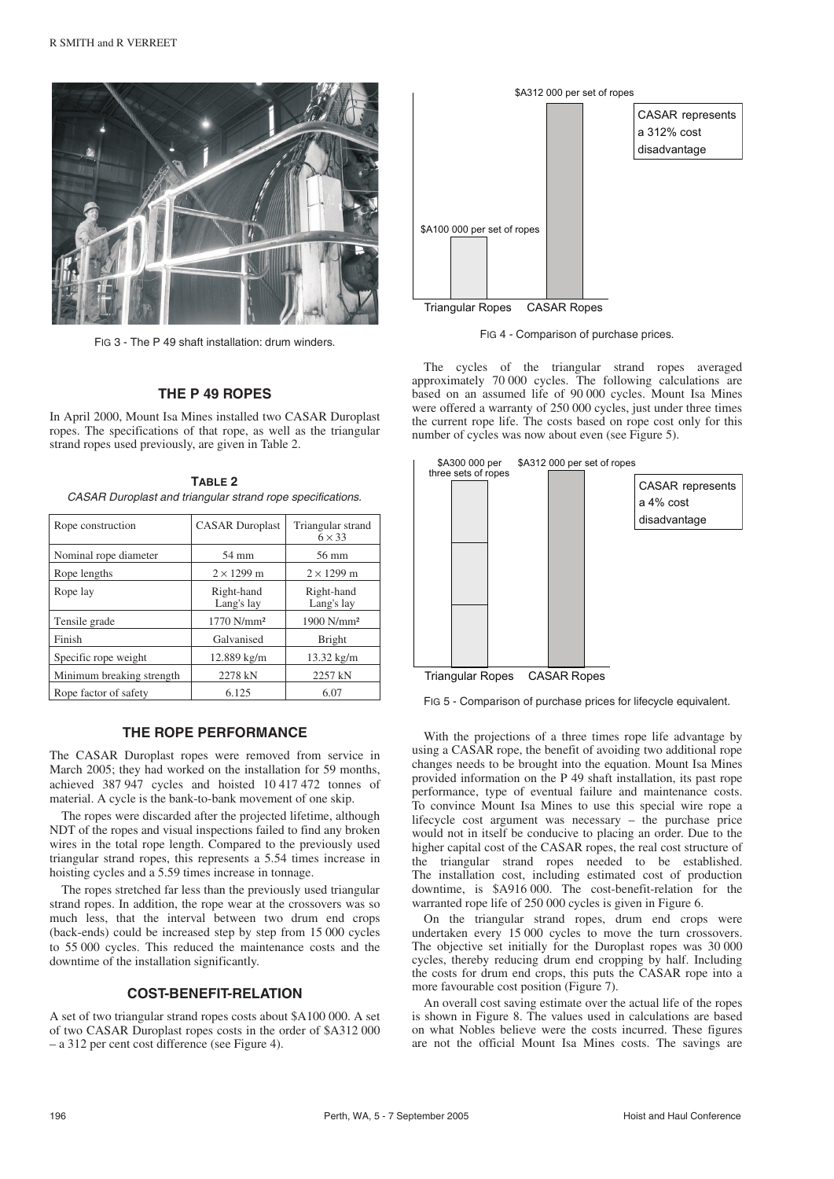FIG 3 - The P 49 shaft installation: drum winders.

## THE P 49 ROPES

In April 2000, Mount Isa Mines installed two CASAR Duroplast ropes. The specifications of that rope, as well as the triangular strand ropes used previously, are given in Table 2.

**TABLE 2**

*CASAR Duroplast and triangular strand rope specifications.*

| Rope construction | CASAR Duroplast | Triangular strand 6 × 33 |
|---|---|---|
| Nominal rope diameter | 54 mm | 56 mm |
| Rope lengths | 2 × 1299 m | 2 × 1299 m |
| Rope lay | Right-hand Lang's lay | Right-hand Lang's lay |
| Tensile grade | 1770 N/mm² | 1900 N/mm² |
| Finish | Galvanised | Bright |
| Specific rope weight | 12.889 kg/m | 13.32 kg/m |
| Minimum breaking strength | 2278 kN | 2257 kN |
| Rope factor of safety | 6.125 | 6.07 |

## THE ROPE PERFORMANCE

The CASAR Duroplast ropes were removed from service in March 2005; they had worked on the installation for 59 months, achieved 387 947 cycles and hoisted 10 417 472 tonnes of material. A cycle is the bank-to-bank movement of one skip.

The ropes were discarded after the projected lifetime, although NDT of the ropes and visual inspections failed to find any broken wires in the total rope length. Compared to the previously used triangular strand ropes, this represents a 5.54 times increase in hoisting cycles and a 5.59 times increase in tonnage.

The ropes stretched far less than the previously used triangular strand ropes. In addition, the rope wear at the crossovers was so much less, that the interval between two drum end crops (back-ends) could be increased step by step from 15 000 cycles to 55 000 cycles. This reduced the maintenance costs and the downtime of the installation significantly.

## COST-BENEFIT-RELATION

A set of two triangular strand ropes costs about $A100 000. A set of two CASAR Duroplast ropes costs in the order of $A312 000 – a 312 per cent cost difference (see Figure 4).

$A312 000 per set of ropes

CASAR represents a 312% cost disadvantage

$A100 000 per set of ropes

Triangular Ropes CASAR Ropes

FIG 4 - Comparison of purchase prices.

The cycles of the triangular strand ropes averaged approximately 70 000 cycles. The following calculations are based on an assumed life of 90 000 cycles. Mount Isa Mines were offered a warranty of 250 000 cycles, just under three times the current rope life. The costs based on rope cost only for this number of cycles was now about even (see Figure 5).

$A300 000 per three sets of ropes

$A312 000 per set of ropes

CASAR represents a 4% cost disadvantage

Triangular Ropes CASAR Ropes

FIG 5 - Comparison of purchase prices for lifecycle equivalent.

With the projections of a three times rope life advantage by using a CASAR rope, the benefit of avoiding two additional rope changes needs to be brought into the equation. Mount Isa Mines provided information on the P 49 shaft installation, its past rope performance, type of eventual failure and maintenance costs. To convince Mount Isa Mines to use this special wire rope a lifecycle cost argument was necessary – the purchase price would not in itself be conducive to placing an order. Due to the higher capital cost of the CASAR ropes, the real cost structure of the triangular strand ropes needed to be established. The installation cost, including estimated cost of production downtime, is $A916 000. The cost-benefit-relation for the warranted rope life of 250 000 cycles is given in Figure 6.

On the triangular strand ropes, drum end crops were undertaken every 15 000 cycles to move the turn crossovers. The objective set initially for the Duroplast ropes was 30 000 cycles, thereby reducing drum end cropping by half. Including the costs for drum end crops, this puts the CASAR rope into a more favourable cost position (Figure 7).

An overall cost saving estimate over the actual life of the ropes is shown in Figure 8. The values used in calculations are based on what Nobles believe were the costs incurred. These figures are not the official Mount Isa Mines costs. The savings are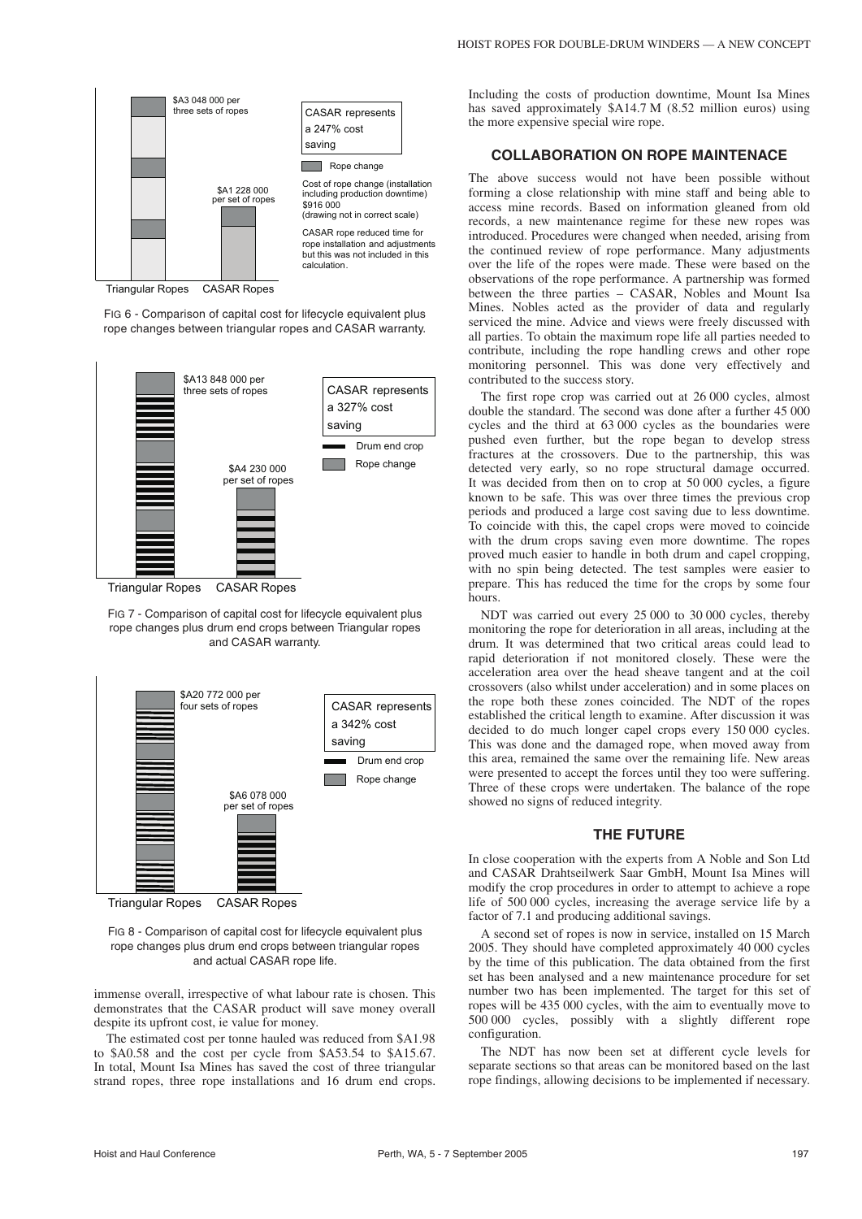$A3 048 000 per three sets of ropes

$A1 228 000 per set of ropes

CASAR represents a 247% cost saving

Rope change

Cost of rope change (installation including production downtime) $916 000 (drawing not in correct scale)

CASAR rope reduced time for rope installation and adjustments but this was not included in this calculation.

Triangular Ropes CASAR Ropes

FIG 6 - Comparison of capital cost for lifecycle equivalent plus rope changes between triangular ropes and CASAR warranty.

$A13 848 000 per three sets of ropes

$A4 230 000 per set of ropes

CASAR represents a 327% cost saving

Drum end crop

Rope change

Triangular Ropes CASAR Ropes

FIG 7 - Comparison of capital cost for lifecycle equivalent plus rope changes plus drum end crops between Triangular ropes and CASAR warranty.

$A20 772 000 per four sets of ropes

$A6 078 000 per set of ropes

CASAR represents a 342% cost saving

Drum end crop

Rope change

Triangular Ropes CASAR Ropes

FIG 8 - Comparison of capital cost for lifecycle equivalent plus rope changes plus drum end crops between triangular ropes and actual CASAR rope life.

immense overall, irrespective of what labour rate is chosen. This demonstrates that the CASAR product will save money overall despite its upfront cost, ie value for money.

The estimated cost per tonne hauled was reduced from $A1.98 to $A0.58 and the cost per cycle from $A53.54 to $A15.67. In total, Mount Isa Mines has saved the cost of three triangular strand ropes, three rope installations and 16 drum end crops. Including the costs of production downtime, Mount Isa Mines has saved approximately $A14.7 M (8.52 million euros) using the more expensive special wire rope.

## COLLABORATION ON ROPE MAINTENACE

The above success would not have been possible without forming a close relationship with mine staff and being able to access mine records. Based on information gleaned from old records, a new maintenance regime for these new ropes was introduced. Procedures were changed when needed, arising from the continued review of rope performance. Many adjustments over the life of the ropes were made. These were based on the observations of the rope performance. A partnership was formed between the three parties – CASAR, Nobles and Mount Isa Mines. Nobles acted as the provider of data and regularly serviced the mine. Advice and views were freely discussed with all parties. To obtain the maximum rope life all parties needed to contribute, including the rope handling crews and other rope monitoring personnel. This was done very effectively and contributed to the success story.

The first rope crop was carried out at 26 000 cycles, almost double the standard. The second was done after a further 45 000 cycles and the third at 63 000 cycles as the boundaries were pushed even further, but the rope began to develop stress fractures at the crossovers. Due to the partnership, this was detected very early, so no rope structural damage occurred. It was decided from then on to crop at 50 000 cycles, a figure known to be safe. This was over three times the previous crop periods and produced a large cost saving due to less downtime. To coincide with this, the capel crops were moved to coincide with the drum crops saving even more downtime. The ropes proved much easier to handle in both drum and capel cropping, with no spin being detected. The test samples were easier to prepare. This has reduced the time for the crops by some four hours.

NDT was carried out every 25 000 to 30 000 cycles, thereby monitoring the rope for deterioration in all areas, including at the drum. It was determined that two critical areas could lead to rapid deterioration if not monitored closely. These were the acceleration area over the head sheave tangent and at the coil crossovers (also whilst under acceleration) and in some places on the rope both these zones coincided. The NDT of the ropes established the critical length to examine. After discussion it was decided to do much longer capel crops every 150 000 cycles. This was done and the damaged rope, when moved away from this area, remained the same over the remaining life. New areas were presented to accept the forces until they too were suffering. Three of these crops were undertaken. The balance of the rope showed no signs of reduced integrity.

## THE FUTURE

In close cooperation with the experts from A Noble and Son Ltd and CASAR Drahtseilwerk Saar GmbH, Mount Isa Mines will modify the crop procedures in order to attempt to achieve a rope life of 500 000 cycles, increasing the average service life by a factor of 7.1 and producing additional savings.

A second set of ropes is now in service, installed on 15 March 2005. They should have completed approximately 40 000 cycles by the time of this publication. The data obtained from the first set has been analysed and a new maintenance procedure for set number two has been implemented. The target for this set of ropes will be 435 000 cycles, with the aim to eventually move to 500 000 cycles, possibly with a slightly different rope configuration.

The NDT has now been set at different cycle levels for separate sections so that areas can be monitored based on the last rope findings, allowing decisions to be implemented if necessary.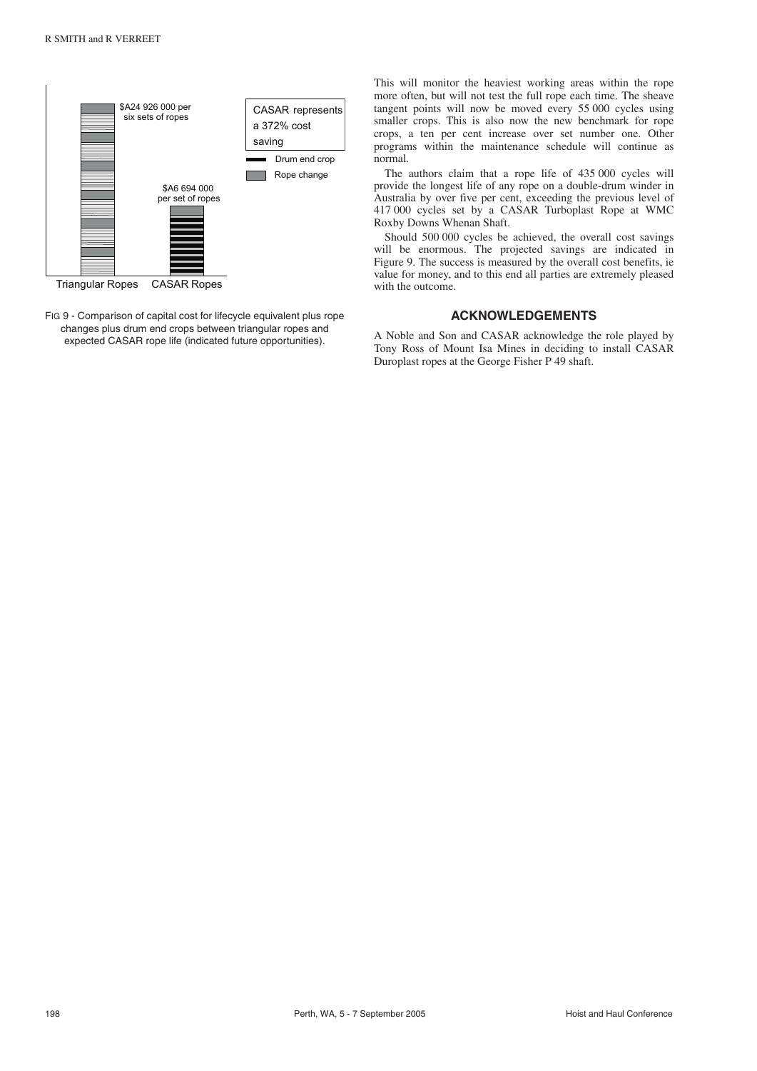$A24 926 000 per six sets of ropes

$A6 694 000 per set of ropes

CASAR represents a 372% cost saving

Drum end crop

Rope change

Triangular Ropes

CASAR Ropes

FIG 9 - Comparison of capital cost for lifecycle equivalent plus rope changes plus drum end crops between triangular ropes and expected CASAR rope life (indicated future opportunities).

This will monitor the heaviest working areas within the rope more often, but will not test the full rope each time. The sheave tangent points will now be moved every 55 000 cycles using smaller crops. This is also now the new benchmark for rope crops, a ten per cent increase over set number one. Other programs within the maintenance schedule will continue as normal.

The authors claim that a rope life of 435 000 cycles will provide the longest life of any rope on a double-drum winder in Australia by over five per cent, exceeding the previous level of 417 000 cycles set by a CASAR Turboplast Rope at WMC Roxby Downs Whenan Shaft.

Should 500 000 cycles be achieved, the overall cost savings will be enormous. The projected savings are indicated in Figure 9. The success is measured by the overall cost benefits, ie value for money, and to this end all parties are extremely pleased with the outcome.

## ACKNOWLEDGEMENTS

A Noble and Son and CASAR acknowledge the role played by Tony Ross of Mount Isa Mines in deciding to install CASAR Duroplast ropes at the George Fisher P 49 shaft.